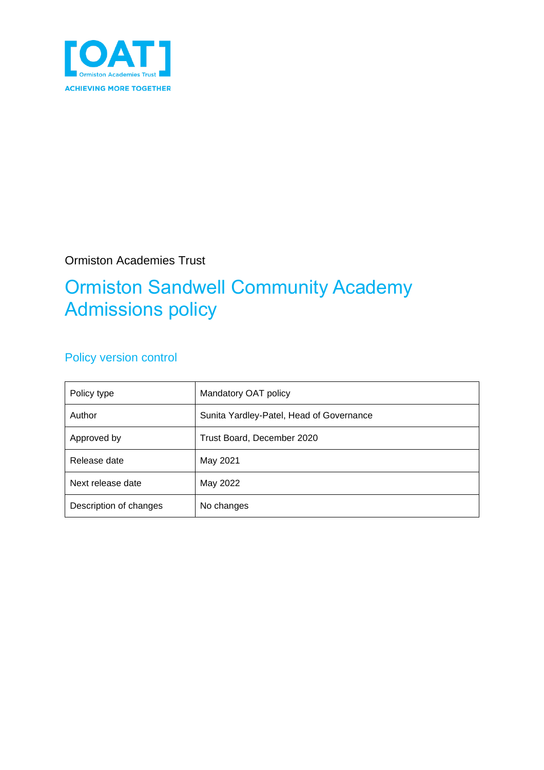[OAT]

Ormiston Academies Trust

ACHIEVING MORE TOGETHER

Ormiston Academies Trust

# Ormiston Sandwell Community Academy Admissions policy

## Policy version control

| Policy type | Mandatory OAT policy |
|---|---|
| Author | Sunita Yardley-Patel, Head of Governance |
| Approved by | Trust Board, December 2020 |
| Release date | May 2021 |
| Next release date | May 2022 |
| Description of changes | No changes |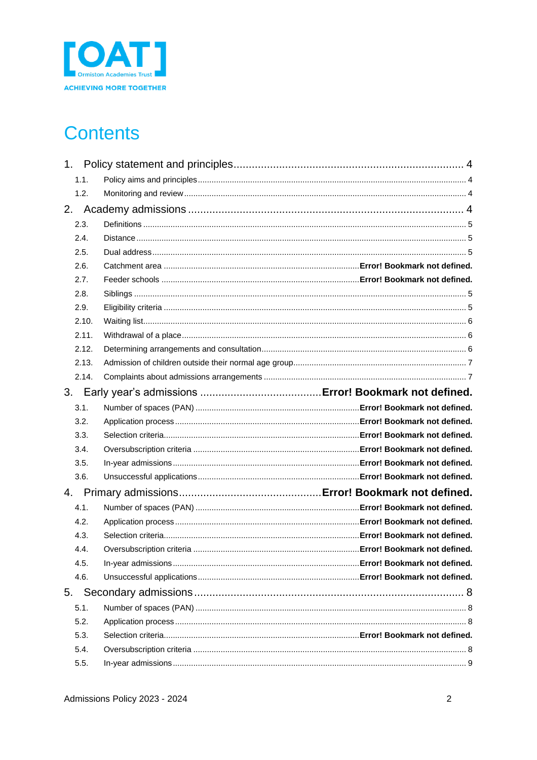[OAT]
Ormiston Academies Trust
ACHIEVING MORE TOGETHER

# Contents

1. Policy statement and principles ........................................................................ 4
    - 1.1. Policy aims and principles ........................................................................ 4
    - 1.2. Monitoring and review ........................................................................ 4
2. Academy admissions ........................................................................ 4
    - 2.3. Definitions ........................................................................ 5
    - 2.4. Distance ........................................................................ 5
    - 2.5. Dual address ........................................................................ 5
    - 2.6. Catchment area ........................................................................ **Error! Bookmark not defined.**
    - 2.7. Feeder schools ........................................................................ **Error! Bookmark not defined.**
    - 2.8. Siblings ........................................................................ 5
    - 2.9. Eligibility criteria ........................................................................ 5
    - 2.10. Waiting list ........................................................................ 6
    - 2.11. Withdrawal of a place ........................................................................ 6
    - 2.12. Determining arrangements and consultation ........................................................................ 6
    - 2.13. Admission of children outside their normal age group ........................................................................ 7
    - 2.14. Complaints about admissions arrangements ........................................................................ 7
3. Early year's admissions ........................................................................ **Error! Bookmark not defined.**
    - 3.1. Number of spaces (PAN) ........................................................................ **Error! Bookmark not defined.**
    - 3.2. Application process ........................................................................ **Error! Bookmark not defined.**
    - 3.3. Selection criteria ........................................................................ **Error! Bookmark not defined.**
    - 3.4. Oversubscription criteria ........................................................................ **Error! Bookmark not defined.**
    - 3.5. In-year admissions ........................................................................ **Error! Bookmark not defined.**
    - 3.6. Unsuccessful applications ........................................................................ **Error! Bookmark not defined.**
4. Primary admissions ........................................................................ **Error! Bookmark not defined.**
    - 4.1. Number of spaces (PAN) ........................................................................ **Error! Bookmark not defined.**
    - 4.2. Application process ........................................................................ **Error! Bookmark not defined.**
    - 4.3. Selection criteria ........................................................................ **Error! Bookmark not defined.**
    - 4.4. Oversubscription criteria ........................................................................ **Error! Bookmark not defined.**
    - 4.5. In-year admissions ........................................................................ **Error! Bookmark not defined.**
    - 4.6. Unsuccessful applications ........................................................................ **Error! Bookmark not defined.**
5. Secondary admissions ........................................................................ 8
    - 5.1. Number of spaces (PAN) ........................................................................ 8
    - 5.2. Application process ........................................................................ 8
    - 5.3. Selection criteria ........................................................................ **Error! Bookmark not defined.**
    - 5.4. Oversubscription criteria ........................................................................ 8
    - 5.5. In-year admissions ........................................................................ 9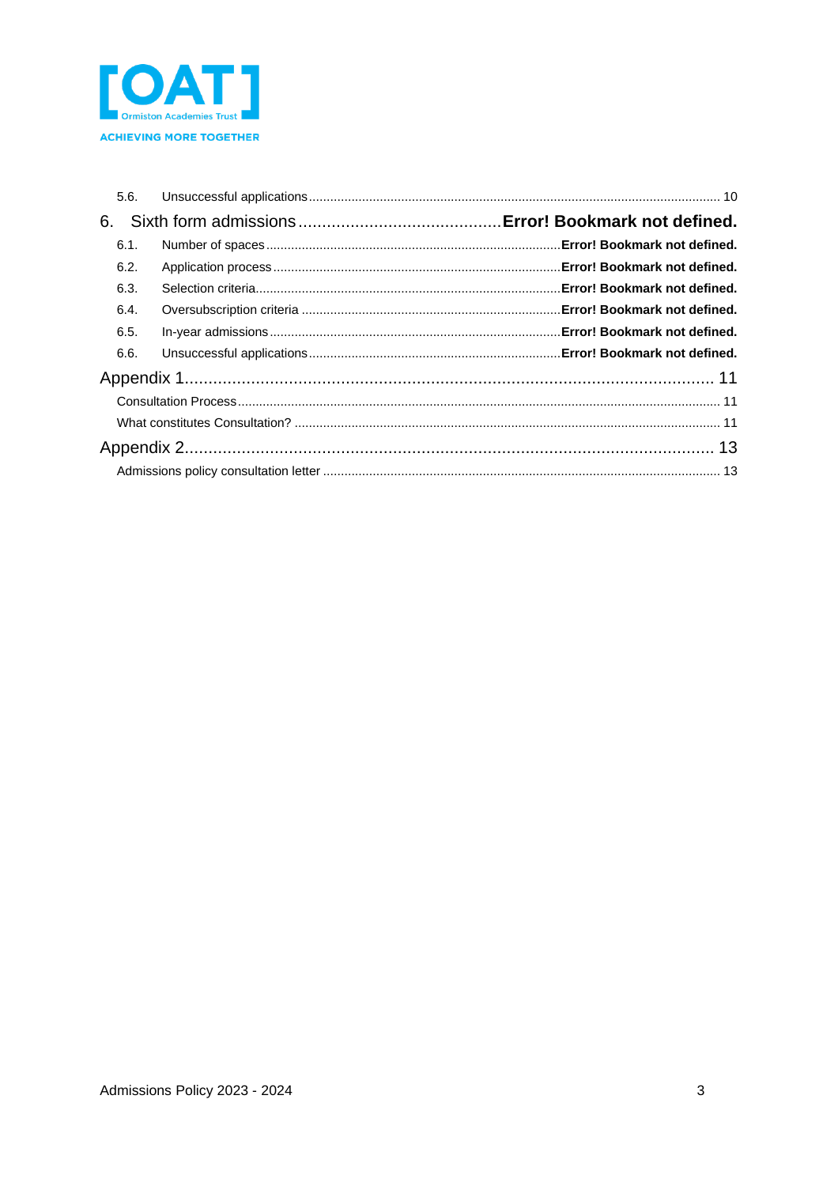5.6. Unsuccessful applications ........................................................................................................ 10

6. Sixth form admissions .......................................... **Error! Bookmark not defined.**

6.1. Number of spaces ...................................................................... **Error! Bookmark not defined.**

6.2. Application process ................................................................... **Error! Bookmark not defined.**

6.3. Selection criteria ........................................................................ **Error! Bookmark not defined.**

6.4. Oversubscription criteria ........................................................... **Error! Bookmark not defined.**

6.5. In-year admissions .................................................................... **Error! Bookmark not defined.**

6.6. Unsuccessful applications ......................................................... **Error! Bookmark not defined.**

Appendix 1 ................................................................................................................ 11

Consultation Process ........................................................................................................ 11

What constitutes Consultation? ........................................................................................ 11

Appendix 2 ................................................................................................................ 13

Admissions policy consultation letter ................................................................................ 13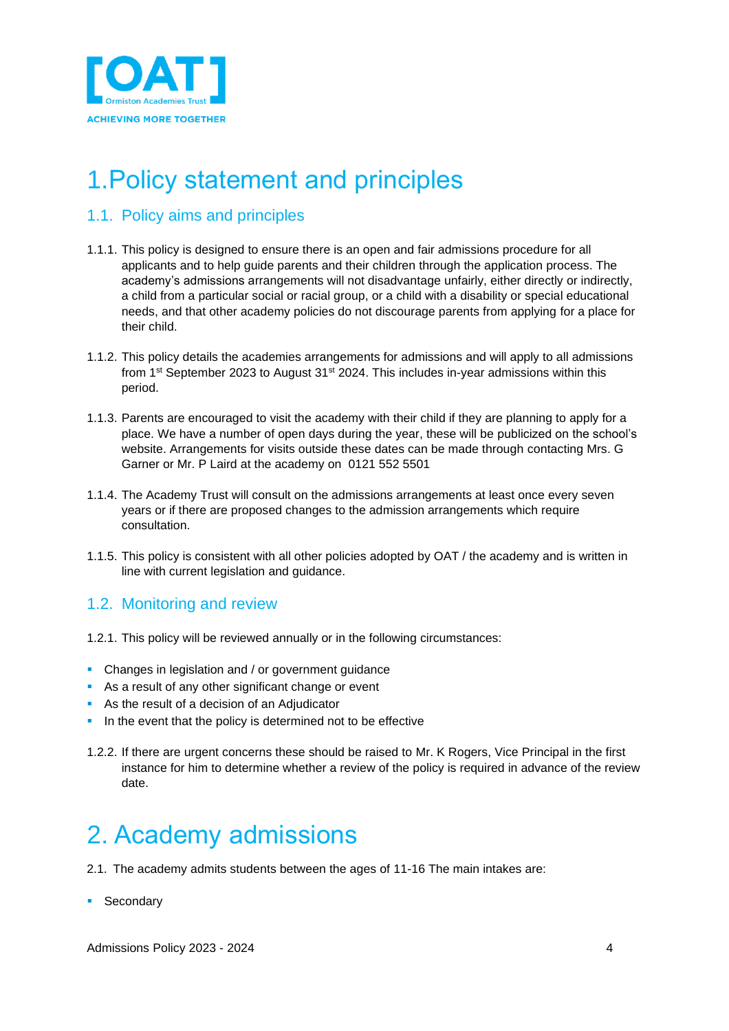# 1.Policy statement and principles

## 1.1. Policy aims and principles

1.1.1. This policy is designed to ensure there is an open and fair admissions procedure for all applicants and to help guide parents and their children through the application process. The academy's admissions arrangements will not disadvantage unfairly, either directly or indirectly, a child from a particular social or racial group, or a child with a disability or special educational needs, and that other academy policies do not discourage parents from applying for a place for their child.

1.1.2. This policy details the academies arrangements for admissions and will apply to all admissions from 1st September 2023 to August 31st 2024. This includes in-year admissions within this period.

1.1.3. Parents are encouraged to visit the academy with their child if they are planning to apply for a place. We have a number of open days during the year, these will be publicized on the school's website. Arrangements for visits outside these dates can be made through contacting Mrs. G Garner or Mr. P Laird at the academy on 0121 552 5501

1.1.4. The Academy Trust will consult on the admissions arrangements at least once every seven years or if there are proposed changes to the admission arrangements which require consultation.

1.1.5. This policy is consistent with all other policies adopted by OAT / the academy and is written in line with current legislation and guidance.

## 1.2. Monitoring and review

1.2.1. This policy will be reviewed annually or in the following circumstances:

- Changes in legislation and / or government guidance
- As a result of any other significant change or event
- As the result of a decision of an Adjudicator
- In the event that the policy is determined not to be effective

1.2.2. If there are urgent concerns these should be raised to Mr. K Rogers, Vice Principal in the first instance for him to determine whether a review of the policy is required in advance of the review date.

# 2. Academy admissions

2.1. The academy admits students between the ages of 11-16 The main intakes are:

- Secondary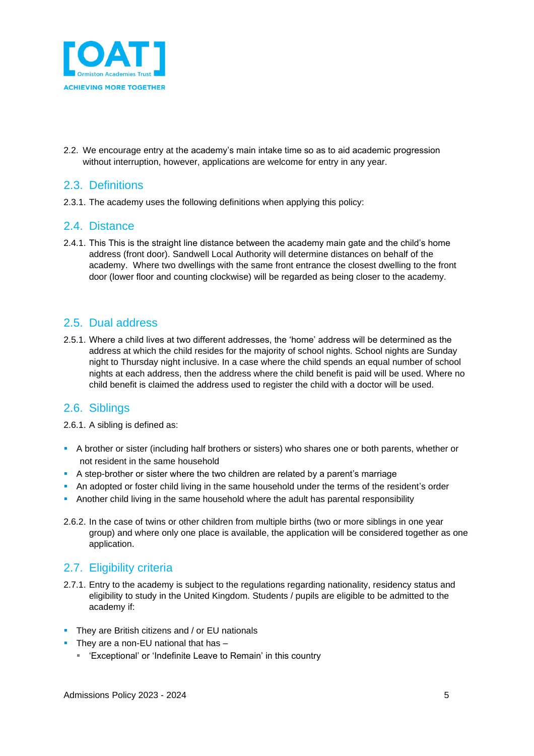2.2. We encourage entry at the academy's main intake time so as to aid academic progression without interruption, however, applications are welcome for entry in any year.

## 2.3. Definitions

2.3.1. The academy uses the following definitions when applying this policy:

## 2.4. Distance

2.4.1. This This is the straight line distance between the academy main gate and the child's home address (front door). Sandwell Local Authority will determine distances on behalf of the academy. Where two dwellings with the same front entrance the closest dwelling to the front door (lower floor and counting clockwise) will be regarded as being closer to the academy.

## 2.5. Dual address

2.5.1. Where a child lives at two different addresses, the 'home' address will be determined as the address at which the child resides for the majority of school nights. School nights are Sunday night to Thursday night inclusive. In a case where the child spends an equal number of school nights at each address, then the address where the child benefit is paid will be used. Where no child benefit is claimed the address used to register the child with a doctor will be used.

## 2.6. Siblings

2.6.1. A sibling is defined as:

- A brother or sister (including half brothers or sisters) who shares one or both parents, whether or not resident in the same household
- A step-brother or sister where the two children are related by a parent's marriage
- An adopted or foster child living in the same household under the terms of the resident's order
- Another child living in the same household where the adult has parental responsibility

2.6.2. In the case of twins or other children from multiple births (two or more siblings in one year group) and where only one place is available, the application will be considered together as one application.

## 2.7. Eligibility criteria

2.7.1. Entry to the academy is subject to the regulations regarding nationality, residency status and eligibility to study in the United Kingdom. Students / pupils are eligible to be admitted to the academy if:

- They are British citizens and / or EU nationals
- They are a non-EU national that has –
  - 'Exceptional' or 'Indefinite Leave to Remain' in this country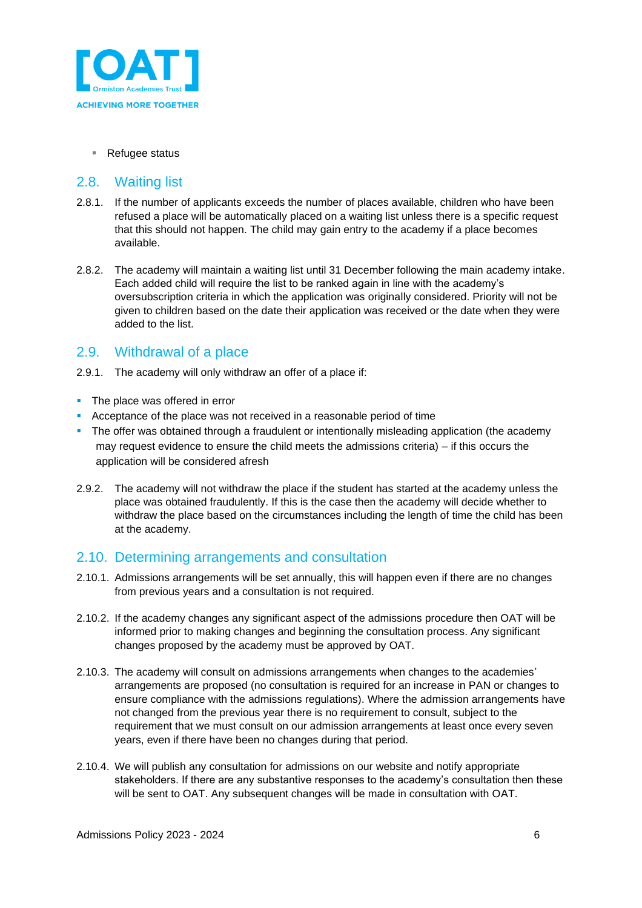- Refugee status

## 2.8. Waiting list

2.8.1. If the number of applicants exceeds the number of places available, children who have been refused a place will be automatically placed on a waiting list unless there is a specific request that this should not happen. The child may gain entry to the academy if a place becomes available.

2.8.2. The academy will maintain a waiting list until 31 December following the main academy intake. Each added child will require the list to be ranked again in line with the academy's oversubscription criteria in which the application was originally considered. Priority will not be given to children based on the date their application was received or the date when they were added to the list.

## 2.9. Withdrawal of a place

2.9.1. The academy will only withdraw an offer of a place if:

- The place was offered in error
- Acceptance of the place was not received in a reasonable period of time
- The offer was obtained through a fraudulent or intentionally misleading application (the academy may request evidence to ensure the child meets the admissions criteria) – if this occurs the application will be considered afresh

2.9.2. The academy will not withdraw the place if the student has started at the academy unless the place was obtained fraudulently. If this is the case then the academy will decide whether to withdraw the place based on the circumstances including the length of time the child has been at the academy.

## 2.10. Determining arrangements and consultation

2.10.1. Admissions arrangements will be set annually, this will happen even if there are no changes from previous years and a consultation is not required.

2.10.2. If the academy changes any significant aspect of the admissions procedure then OAT will be informed prior to making changes and beginning the consultation process. Any significant changes proposed by the academy must be approved by OAT.

2.10.3. The academy will consult on admissions arrangements when changes to the academies' arrangements are proposed (no consultation is required for an increase in PAN or changes to ensure compliance with the admissions regulations). Where the admission arrangements have not changed from the previous year there is no requirement to consult, subject to the requirement that we must consult on our admission arrangements at least once every seven years, even if there have been no changes during that period.

2.10.4. We will publish any consultation for admissions on our website and notify appropriate stakeholders. If there are any substantive responses to the academy's consultation then these will be sent to OAT. Any subsequent changes will be made in consultation with OAT.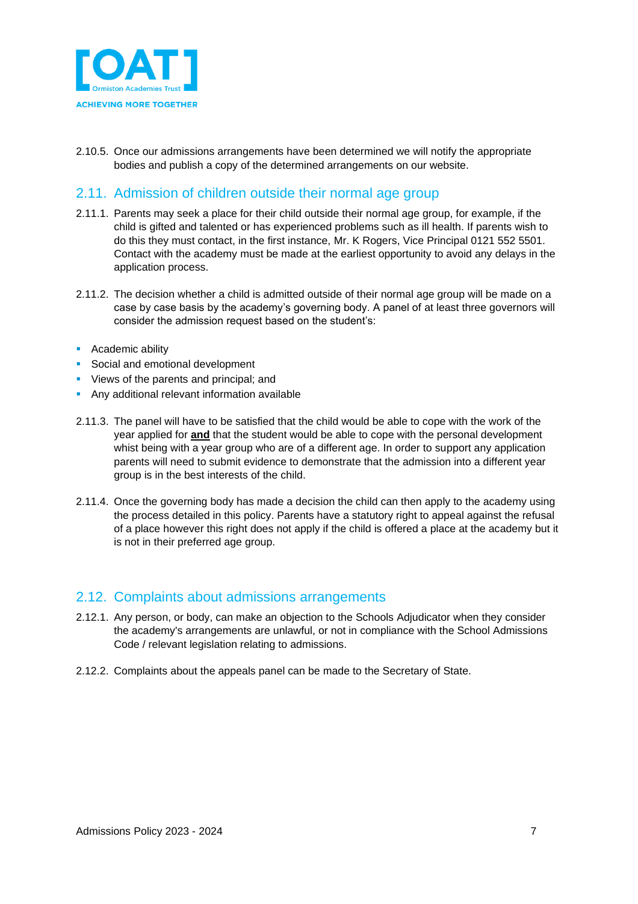2.10.5. Once our admissions arrangements have been determined we will notify the appropriate bodies and publish a copy of the determined arrangements on our website.

## 2.11. Admission of children outside their normal age group

2.11.1. Parents may seek a place for their child outside their normal age group, for example, if the child is gifted and talented or has experienced problems such as ill health. If parents wish to do this they must contact, in the first instance, Mr. K Rogers, Vice Principal 0121 552 5501. Contact with the academy must be made at the earliest opportunity to avoid any delays in the application process.

2.11.2. The decision whether a child is admitted outside of their normal age group will be made on a case by case basis by the academy's governing body. A panel of at least three governors will consider the admission request based on the student's:

- Academic ability
- Social and emotional development
- Views of the parents and principal; and
- Any additional relevant information available

2.11.3. The panel will have to be satisfied that the child would be able to cope with the work of the year applied for **and** that the student would be able to cope with the personal development whist being with a year group who are of a different age. In order to support any application parents will need to submit evidence to demonstrate that the admission into a different year group is in the best interests of the child.

2.11.4. Once the governing body has made a decision the child can then apply to the academy using the process detailed in this policy. Parents have a statutory right to appeal against the refusal of a place however this right does not apply if the child is offered a place at the academy but it is not in their preferred age group.

## 2.12. Complaints about admissions arrangements

2.12.1. Any person, or body, can make an objection to the Schools Adjudicator when they consider the academy's arrangements are unlawful, or not in compliance with the School Admissions Code / relevant legislation relating to admissions.

2.12.2. Complaints about the appeals panel can be made to the Secretary of State.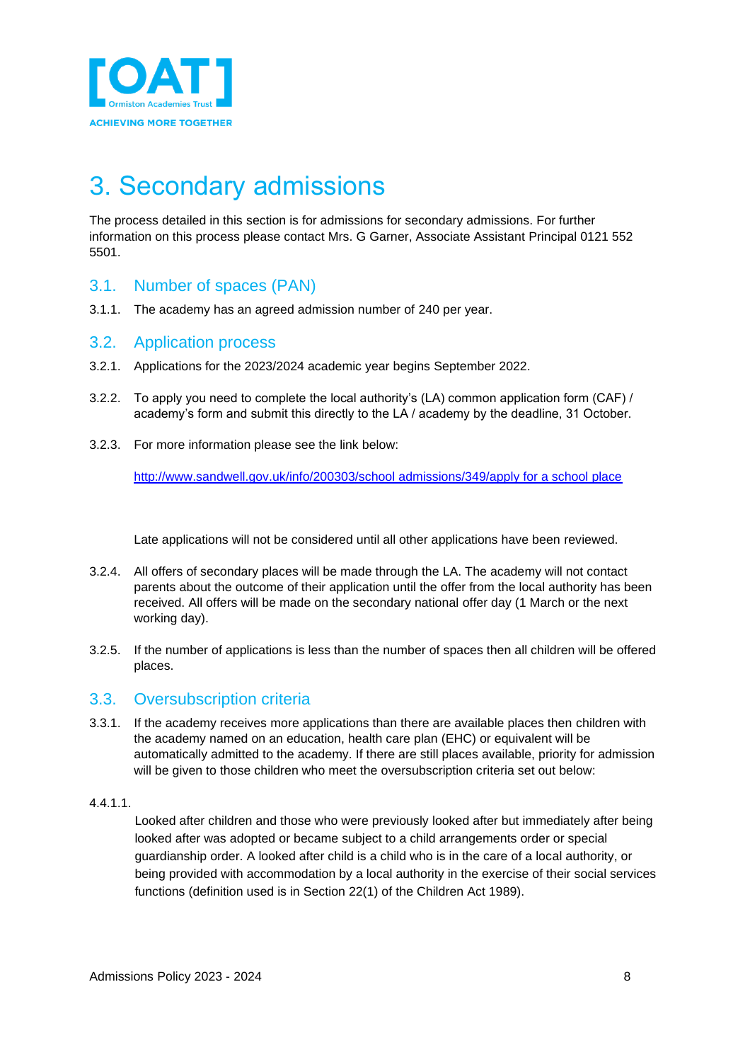# 3. Secondary admissions

The process detailed in this section is for admissions for secondary admissions. For further information on this process please contact Mrs. G Garner, Associate Assistant Principal 0121 552 5501.

## 3.1. Number of spaces (PAN)

3.1.1. The academy has an agreed admission number of 240 per year.

## 3.2. Application process

3.2.1. Applications for the 2023/2024 academic year begins September 2022.

3.2.2. To apply you need to complete the local authority's (LA) common application form (CAF) / academy's form and submit this directly to the LA / academy by the deadline, 31 October.

3.2.3. For more information please see the link below:

http://www.sandwell.gov.uk/info/200303/school admissions/349/apply for a school place

Late applications will not be considered until all other applications have been reviewed.

3.2.4. All offers of secondary places will be made through the LA. The academy will not contact parents about the outcome of their application until the offer from the local authority has been received. All offers will be made on the secondary national offer day (1 March or the next working day).

3.2.5. If the number of applications is less than the number of spaces then all children will be offered places.

## 3.3. Oversubscription criteria

3.3.1. If the academy receives more applications than there are available places then children with the academy named on an education, health care plan (EHC) or equivalent will be automatically admitted to the academy. If there are still places available, priority for admission will be given to those children who meet the oversubscription criteria set out below:

4.4.1.1.

Looked after children and those who were previously looked after but immediately after being looked after was adopted or became subject to a child arrangements order or special guardianship order. A looked after child is a child who is in the care of a local authority, or being provided with accommodation by a local authority in the exercise of their social services functions (definition used is in Section 22(1) of the Children Act 1989).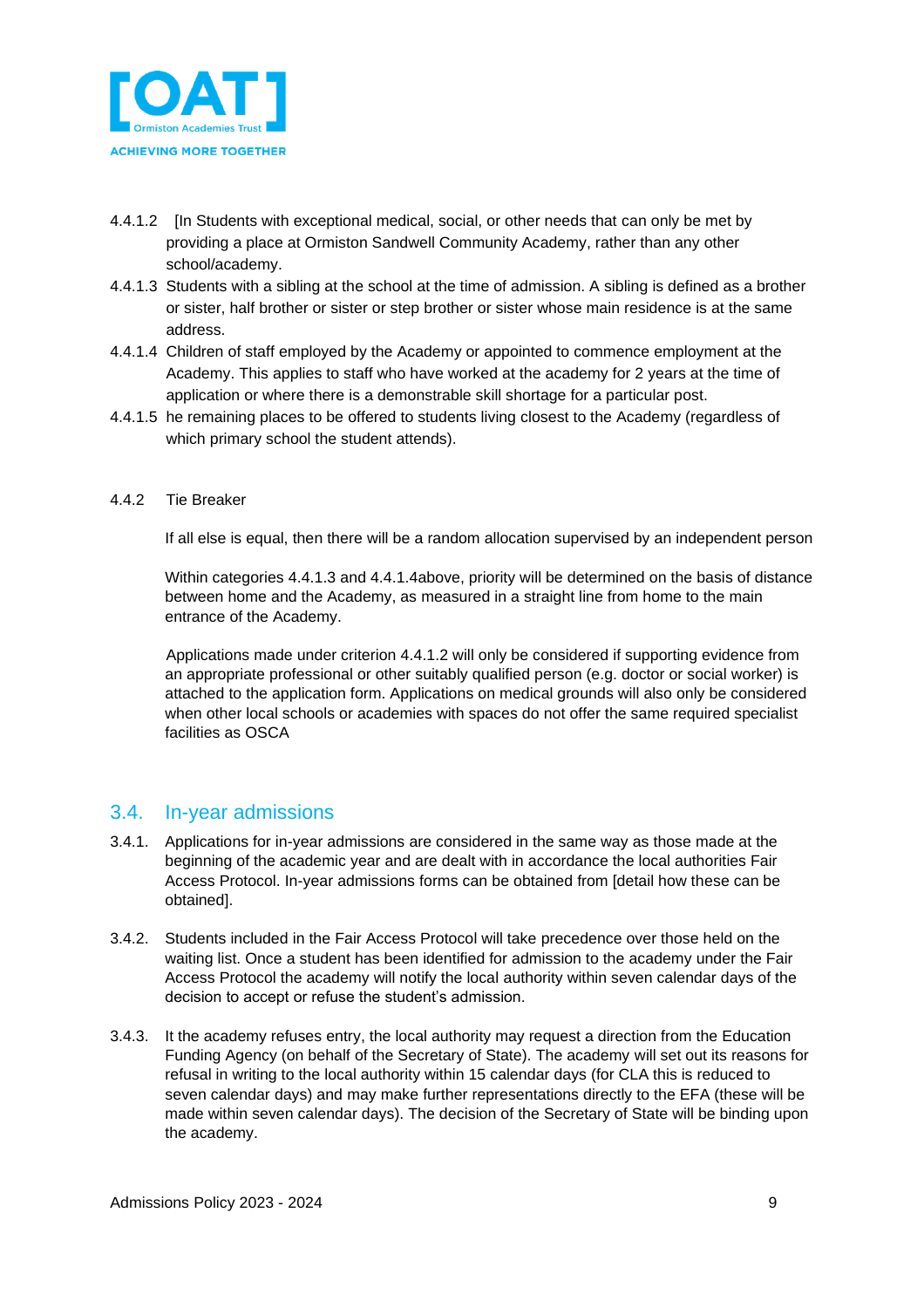4.4.1.2 [In Students with exceptional medical, social, or other needs that can only be met by providing a place at Ormiston Sandwell Community Academy, rather than any other school/academy.

4.4.1.3 Students with a sibling at the school at the time of admission. A sibling is defined as a brother or sister, half brother or sister or step brother or sister whose main residence is at the same address.

4.4.1.4 Children of staff employed by the Academy or appointed to commence employment at the Academy. This applies to staff who have worked at the academy for 2 years at the time of application or where there is a demonstrable skill shortage for a particular post.

4.4.1.5 he remaining places to be offered to students living closest to the Academy (regardless of which primary school the student attends).

4.4.2 Tie Breaker

If all else is equal, then there will be a random allocation supervised by an independent person

Within categories 4.4.1.3 and 4.4.1.4above, priority will be determined on the basis of distance between home and the Academy, as measured in a straight line from home to the main entrance of the Academy.

Applications made under criterion 4.4.1.2 will only be considered if supporting evidence from an appropriate professional or other suitably qualified person (e.g. doctor or social worker) is attached to the application form. Applications on medical grounds will also only be considered when other local schools or academies with spaces do not offer the same required specialist facilities as OSCA

## 3.4. In-year admissions

3.4.1. Applications for in-year admissions are considered in the same way as those made at the beginning of the academic year and are dealt with in accordance the local authorities Fair Access Protocol. In-year admissions forms can be obtained from [detail how these can be obtained].

3.4.2. Students included in the Fair Access Protocol will take precedence over those held on the waiting list. Once a student has been identified for admission to the academy under the Fair Access Protocol the academy will notify the local authority within seven calendar days of the decision to accept or refuse the student's admission.

3.4.3. It the academy refuses entry, the local authority may request a direction from the Education Funding Agency (on behalf of the Secretary of State). The academy will set out its reasons for refusal in writing to the local authority within 15 calendar days (for CLA this is reduced to seven calendar days) and may make further representations directly to the EFA (these will be made within seven calendar days). The decision of the Secretary of State will be binding upon the academy.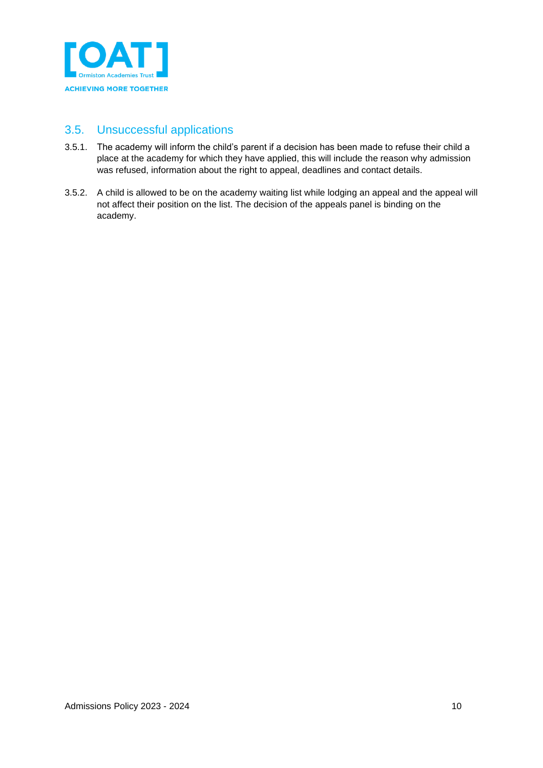## 3.5. Unsuccessful applications

3.5.1. The academy will inform the child's parent if a decision has been made to refuse their child a place at the academy for which they have applied, this will include the reason why admission was refused, information about the right to appeal, deadlines and contact details.

3.5.2. A child is allowed to be on the academy waiting list while lodging an appeal and the appeal will not affect their position on the list. The decision of the appeals panel is binding on the academy.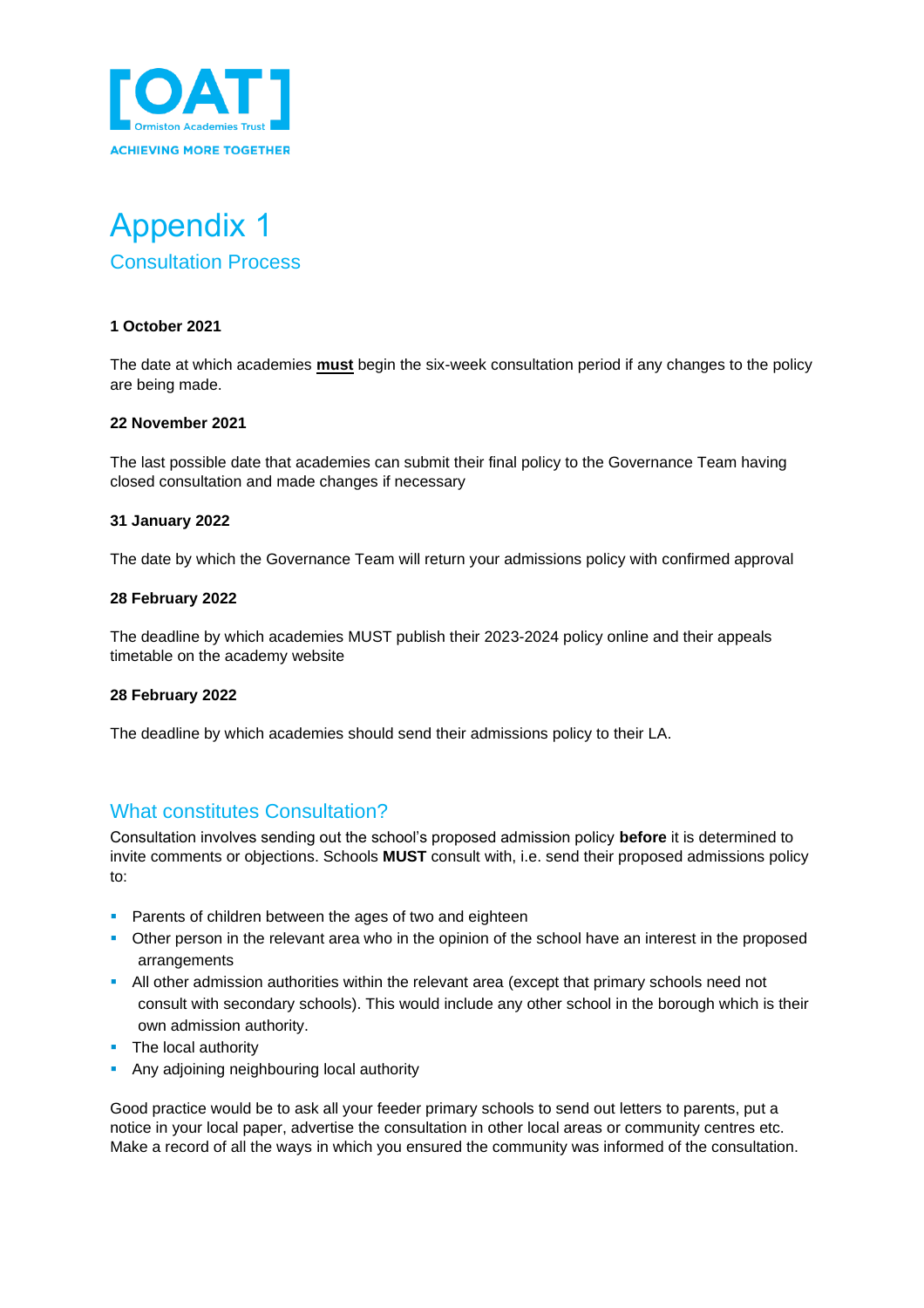# Appendix 1

## Consultation Process

**1 October 2021**

The date at which academies **must** begin the six-week consultation period if any changes to the policy are being made.

**22 November 2021**

The last possible date that academies can submit their final policy to the Governance Team having closed consultation and made changes if necessary

**31 January 2022**

The date by which the Governance Team will return your admissions policy with confirmed approval

**28 February 2022**

The deadline by which academies MUST publish their 2023-2024 policy online and their appeals timetable on the academy website

**28 February 2022**

The deadline by which academies should send their admissions policy to their LA.

## What constitutes Consultation?

Consultation involves sending out the school's proposed admission policy **before** it is determined to invite comments or objections. Schools **MUST** consult with, i.e. send their proposed admissions policy to:

- Parents of children between the ages of two and eighteen
- Other person in the relevant area who in the opinion of the school have an interest in the proposed arrangements
- All other admission authorities within the relevant area (except that primary schools need not consult with secondary schools). This would include any other school in the borough which is their own admission authority.
- The local authority
- Any adjoining neighbouring local authority

Good practice would be to ask all your feeder primary schools to send out letters to parents, put a notice in your local paper, advertise the consultation in other local areas or community centres etc. Make a record of all the ways in which you ensured the community was informed of the consultation.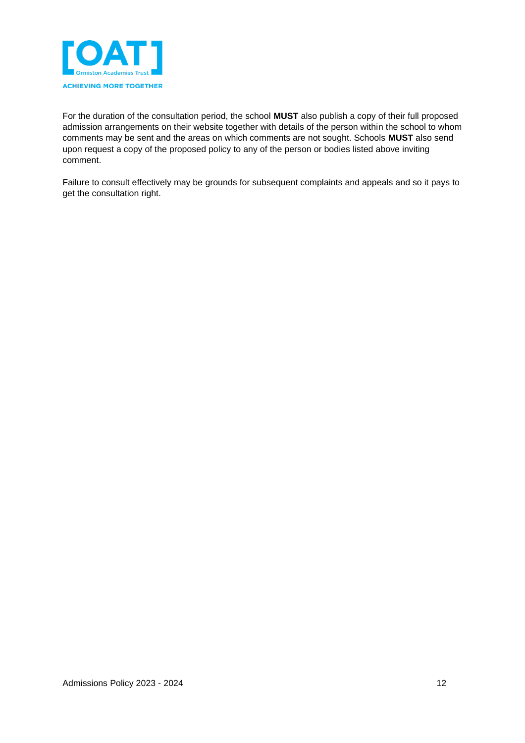For the duration of the consultation period, the school **MUST** also publish a copy of their full proposed admission arrangements on their website together with details of the person within the school to whom comments may be sent and the areas on which comments are not sought. Schools **MUST** also send upon request a copy of the proposed policy to any of the person or bodies listed above inviting comment.

Failure to consult effectively may be grounds for subsequent complaints and appeals and so it pays to get the consultation right.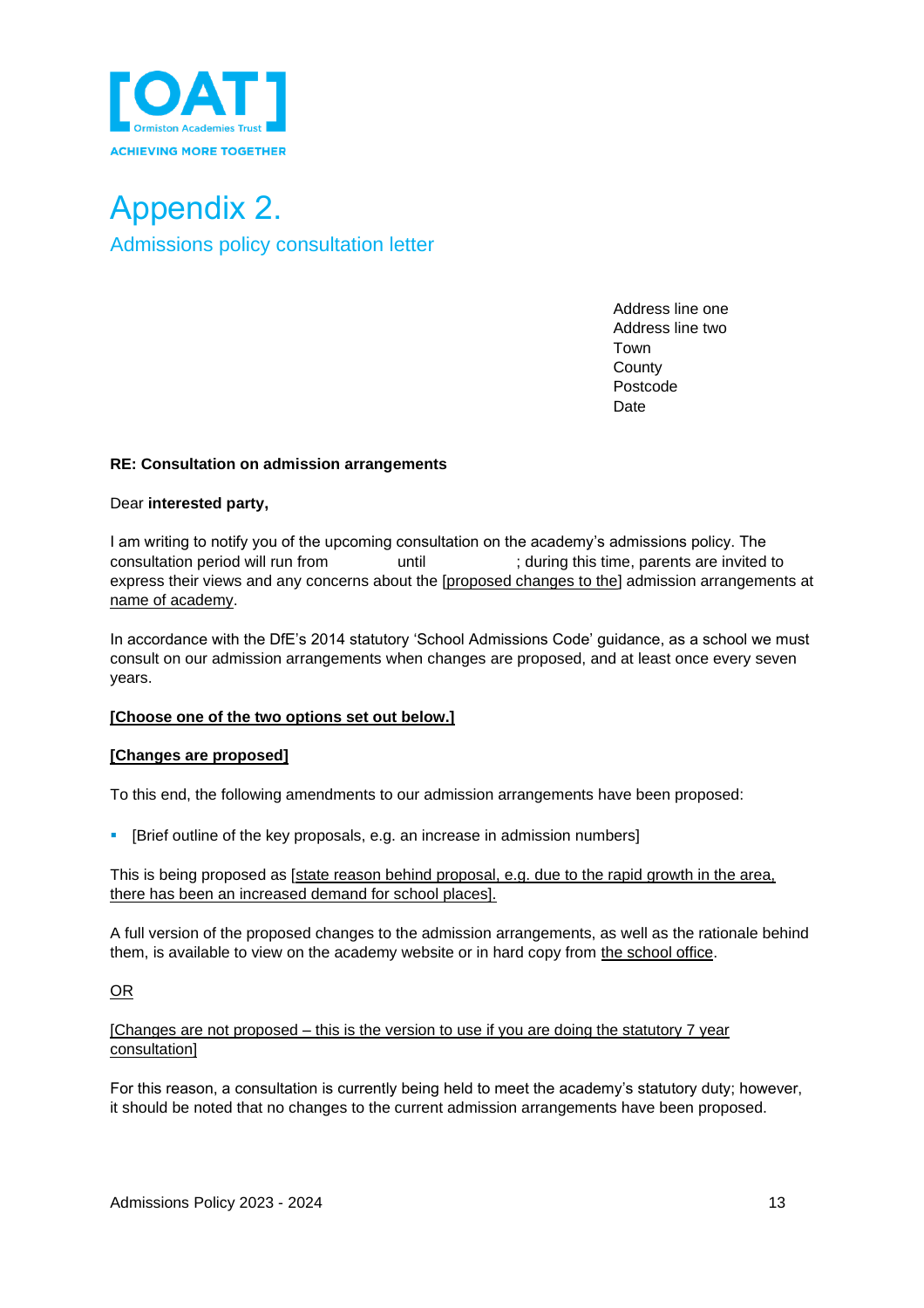# Appendix 2.

## Admissions policy consultation letter

Address line one
Address line two
Town
County
Postcode
Date

**RE: Consultation on admission arrangements**

Dear **interested party,**

I am writing to notify you of the upcoming consultation on the academy's admissions policy. The consultation period will run from until ; during this time, parents are invited to express their views and any concerns about the [proposed changes to the] admission arrangements at name of academy.

In accordance with the DfE's 2014 statutory 'School Admissions Code' guidance, as a school we must consult on our admission arrangements when changes are proposed, and at least once every seven years.

**[Choose one of the two options set out below.]**

**[Changes are proposed]**

To this end, the following amendments to our admission arrangements have been proposed:

- [Brief outline of the key proposals, e.g. an increase in admission numbers]

This is being proposed as [state reason behind proposal, e.g. due to the rapid growth in the area, there has been an increased demand for school places].

A full version of the proposed changes to the admission arrangements, as well as the rationale behind them, is available to view on the academy website or in hard copy from the school office.

OR

[Changes are not proposed – this is the version to use if you are doing the statutory 7 year consultation]

For this reason, a consultation is currently being held to meet the academy's statutory duty; however, it should be noted that no changes to the current admission arrangements have been proposed.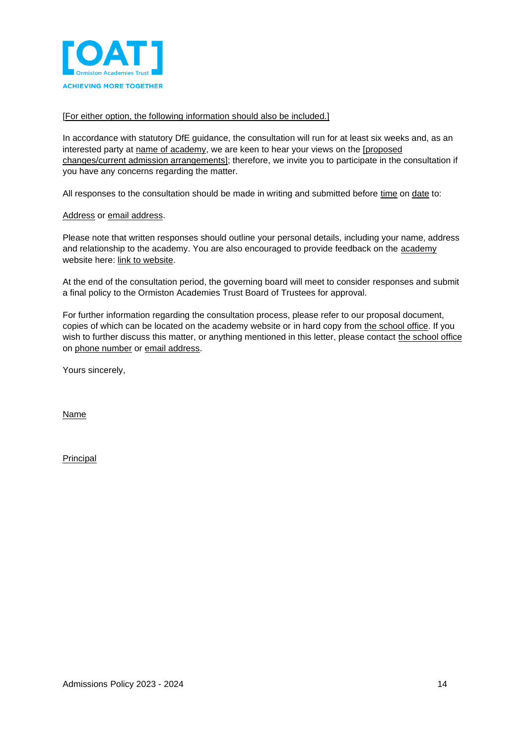[For either option, the following information should also be included.]

In accordance with statutory DfE guidance, the consultation will run for at least six weeks and, as an interested party at name of academy, we are keen to hear your views on the [proposed changes/current admission arrangements]; therefore, we invite you to participate in the consultation if you have any concerns regarding the matter.

All responses to the consultation should be made in writing and submitted before time on date to:

Address or email address.

Please note that written responses should outline your personal details, including your name, address and relationship to the academy. You are also encouraged to provide feedback on the academy website here: link to website.

At the end of the consultation period, the governing board will meet to consider responses and submit a final policy to the Ormiston Academies Trust Board of Trustees for approval.

For further information regarding the consultation process, please refer to our proposal document, copies of which can be located on the academy website or in hard copy from the school office. If you wish to further discuss this matter, or anything mentioned in this letter, please contact the school office on phone number or email address.

Yours sincerely,

Name

Principal